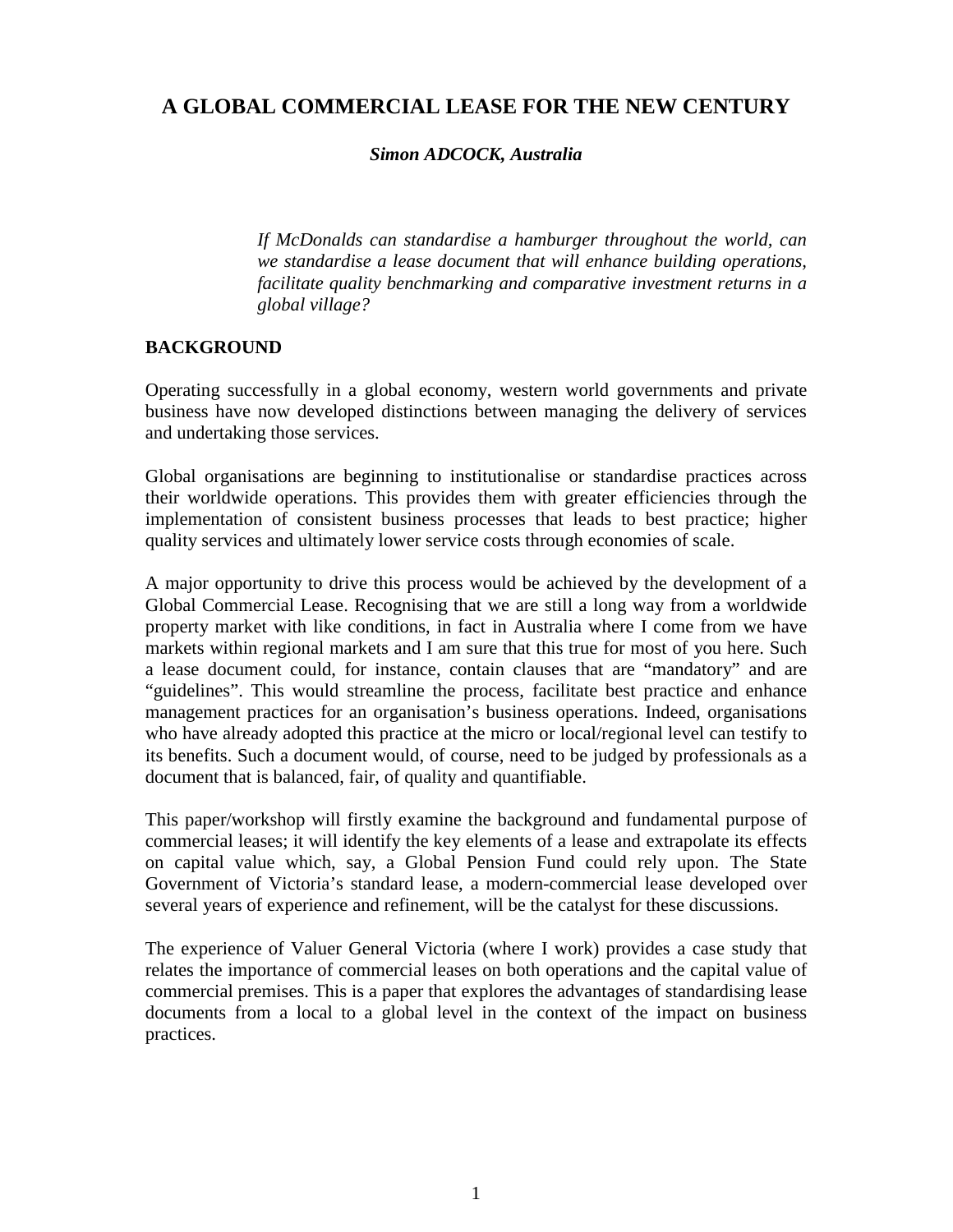# A GLOBAL COMMERCIAL LEASE FOR THE NEW CENTURY

***Simon ADCOCK, Australia***

*If McDonalds can standardise a hamburger throughout the world, can we standardise a lease document that will enhance building operations, facilitate quality benchmarking and comparative investment returns in a global village?*

## BACKGROUND

Operating successfully in a global economy, western world governments and private business have now developed distinctions between managing the delivery of services and undertaking those services.

Global organisations are beginning to institutionalise or standardise practices across their worldwide operations. This provides them with greater efficiencies through the implementation of consistent business processes that leads to best practice; higher quality services and ultimately lower service costs through economies of scale.

A major opportunity to drive this process would be achieved by the development of a Global Commercial Lease. Recognising that we are still a long way from a worldwide property market with like conditions, in fact in Australia where I come from we have markets within regional markets and I am sure that this true for most of you here. Such a lease document could, for instance, contain clauses that are "mandatory" and are "guidelines". This would streamline the process, facilitate best practice and enhance management practices for an organisation's business operations. Indeed, organisations who have already adopted this practice at the micro or local/regional level can testify to its benefits. Such a document would, of course, need to be judged by professionals as a document that is balanced, fair, of quality and quantifiable.

This paper/workshop will firstly examine the background and fundamental purpose of commercial leases; it will identify the key elements of a lease and extrapolate its effects on capital value which, say, a Global Pension Fund could rely upon. The State Government of Victoria's standard lease, a modern-commercial lease developed over several years of experience and refinement, will be the catalyst for these discussions.

The experience of Valuer General Victoria (where I work) provides a case study that relates the importance of commercial leases on both operations and the capital value of commercial premises. This is a paper that explores the advantages of standardising lease documents from a local to a global level in the context of the impact on business practices.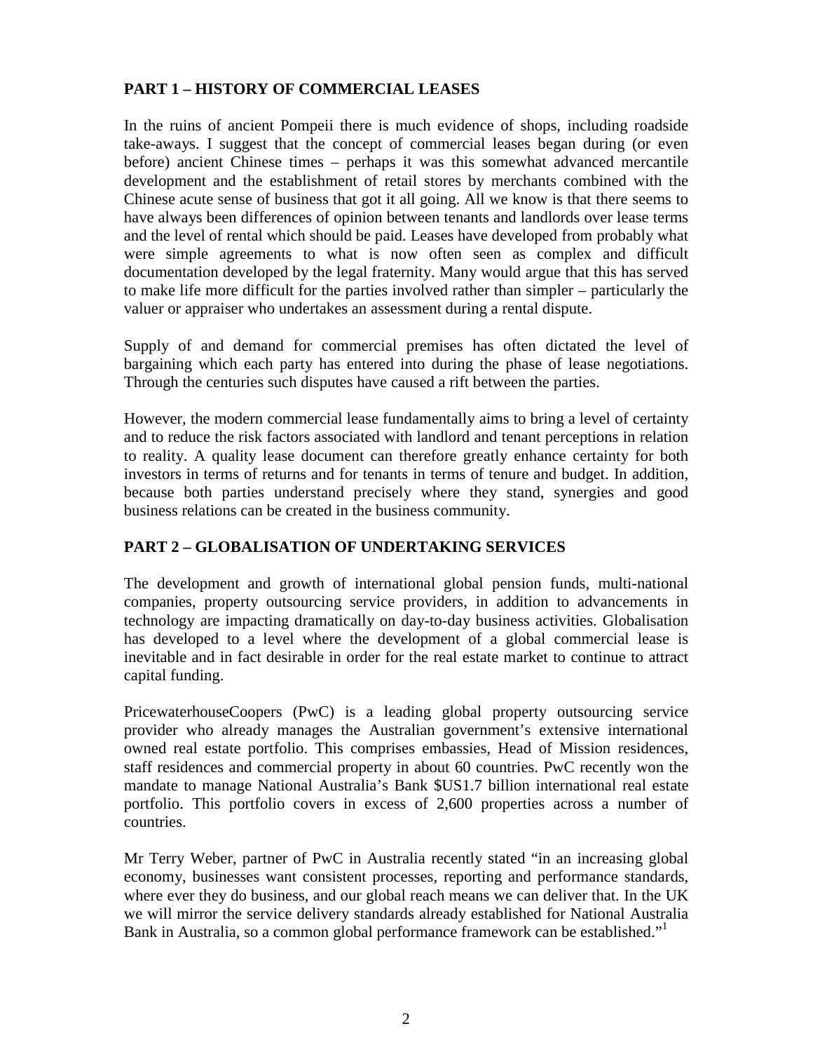## PART 1 – HISTORY OF COMMERCIAL LEASES

In the ruins of ancient Pompeii there is much evidence of shops, including roadside take-aways. I suggest that the concept of commercial leases began during (or even before) ancient Chinese times – perhaps it was this somewhat advanced mercantile development and the establishment of retail stores by merchants combined with the Chinese acute sense of business that got it all going. All we know is that there seems to have always been differences of opinion between tenants and landlords over lease terms and the level of rental which should be paid. Leases have developed from probably what were simple agreements to what is now often seen as complex and difficult documentation developed by the legal fraternity. Many would argue that this has served to make life more difficult for the parties involved rather than simpler – particularly the valuer or appraiser who undertakes an assessment during a rental dispute.

Supply of and demand for commercial premises has often dictated the level of bargaining which each party has entered into during the phase of lease negotiations. Through the centuries such disputes have caused a rift between the parties.

However, the modern commercial lease fundamentally aims to bring a level of certainty and to reduce the risk factors associated with landlord and tenant perceptions in relation to reality. A quality lease document can therefore greatly enhance certainty for both investors in terms of returns and for tenants in terms of tenure and budget. In addition, because both parties understand precisely where they stand, synergies and good business relations can be created in the business community.

## PART 2 – GLOBALISATION OF UNDERTAKING SERVICES

The development and growth of international global pension funds, multi-national companies, property outsourcing service providers, in addition to advancements in technology are impacting dramatically on day-to-day business activities. Globalisation has developed to a level where the development of a global commercial lease is inevitable and in fact desirable in order for the real estate market to continue to attract capital funding.

PricewaterhouseCoopers (PwC) is a leading global property outsourcing service provider who already manages the Australian government's extensive international owned real estate portfolio. This comprises embassies, Head of Mission residences, staff residences and commercial property in about 60 countries. PwC recently won the mandate to manage National Australia's Bank $US1.7 billion international real estate portfolio. This portfolio covers in excess of 2,600 properties across a number of countries.

Mr Terry Weber, partner of PwC in Australia recently stated "in an increasing global economy, businesses want consistent processes, reporting and performance standards, where ever they do business, and our global reach means we can deliver that. In the UK we will mirror the service delivery standards already established for National Australia Bank in Australia, so a common global performance framework can be established."[1]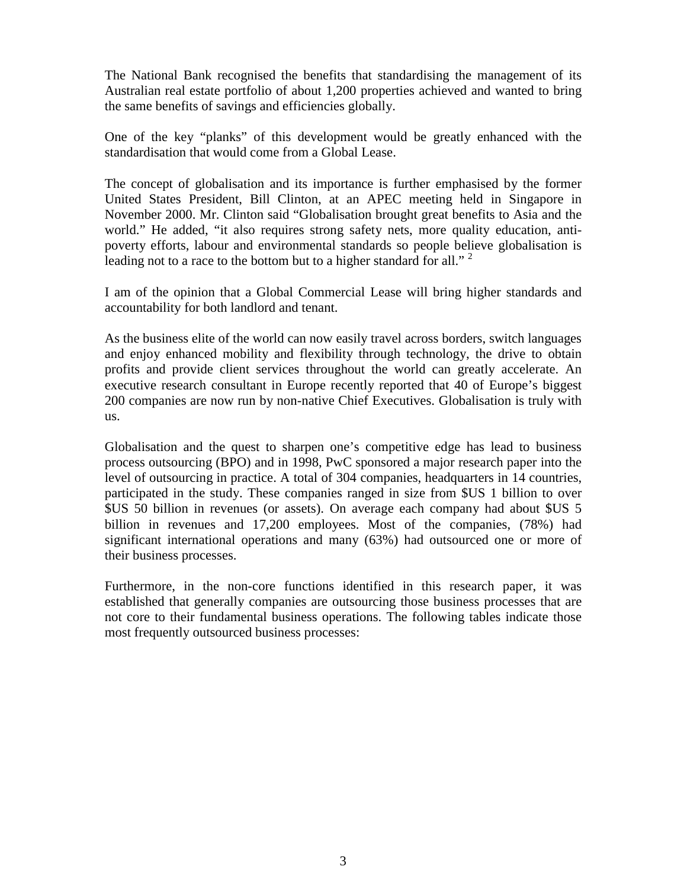The National Bank recognised the benefits that standardising the management of its Australian real estate portfolio of about 1,200 properties achieved and wanted to bring the same benefits of savings and efficiencies globally.

One of the key "planks" of this development would be greatly enhanced with the standardisation that would come from a Global Lease.

The concept of globalisation and its importance is further emphasised by the former United States President, Bill Clinton, at an APEC meeting held in Singapore in November 2000. Mr. Clinton said "Globalisation brought great benefits to Asia and the world." He added, "it also requires strong safety nets, more quality education, anti-poverty efforts, labour and environmental standards so people believe globalisation is leading not to a race to the bottom but to a higher standard for all." [2]

I am of the opinion that a Global Commercial Lease will bring higher standards and accountability for both landlord and tenant.

As the business elite of the world can now easily travel across borders, switch languages and enjoy enhanced mobility and flexibility through technology, the drive to obtain profits and provide client services throughout the world can greatly accelerate. An executive research consultant in Europe recently reported that 40 of Europe's biggest 200 companies are now run by non-native Chief Executives. Globalisation is truly with us.

Globalisation and the quest to sharpen one's competitive edge has lead to business process outsourcing (BPO) and in 1998, PwC sponsored a major research paper into the level of outsourcing in practice. A total of 304 companies, headquarters in 14 countries, participated in the study. These companies ranged in size from $US 1 billion to over $US 50 billion in revenues (or assets). On average each company had about $US 5 billion in revenues and 17,200 employees. Most of the companies, (78%) had significant international operations and many (63%) had outsourced one or more of their business processes.

Furthermore, in the non-core functions identified in this research paper, it was established that generally companies are outsourcing those business processes that are not core to their fundamental business operations. The following tables indicate those most frequently outsourced business processes: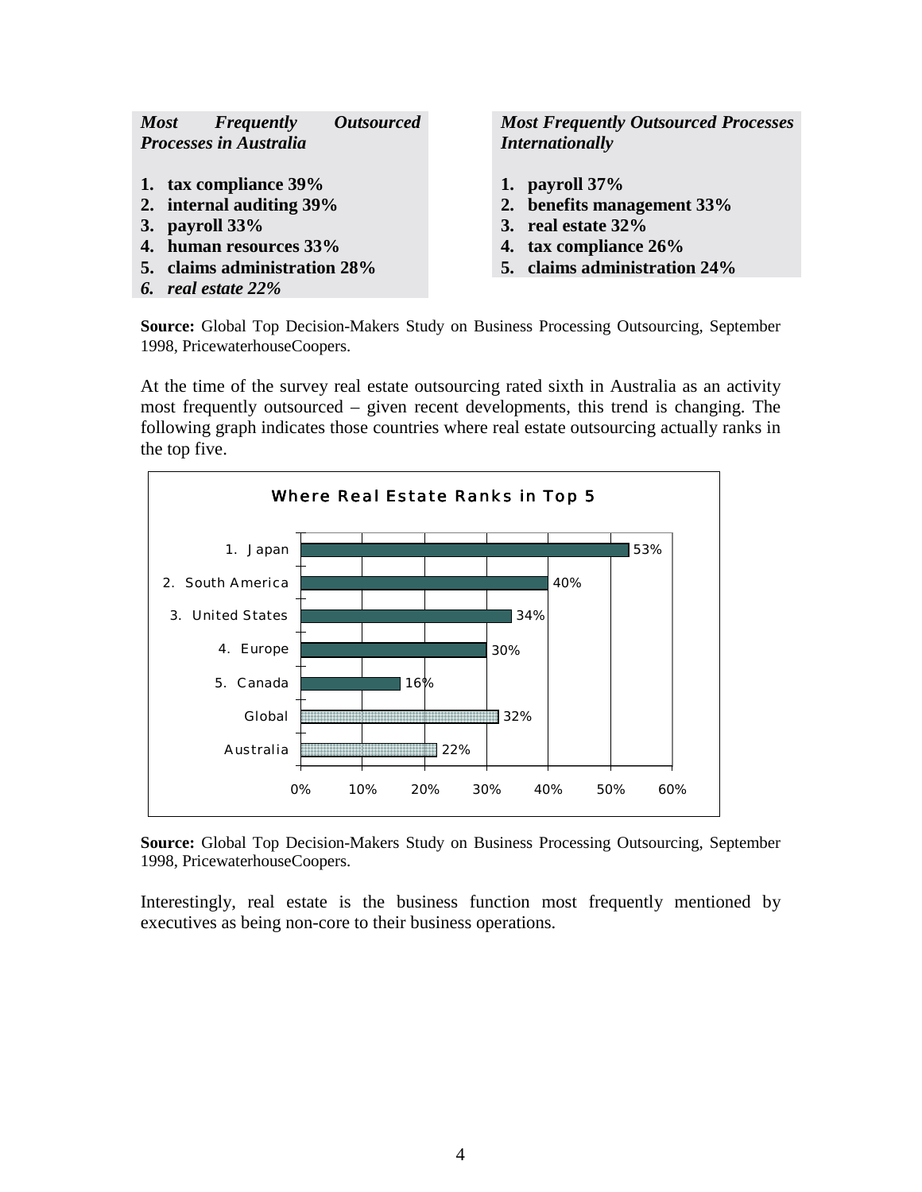***Most Frequently Outsourced Processes in Australia***

1. **tax compliance 39%**
2. **internal auditing 39%**
3. **payroll 33%**
4. **human resources 33%**
5. **claims administration 28%**
6. ***real estate 22%***

***Most Frequently Outsourced Processes Internationally***

1. **payroll 37%**
2. **benefits management 33%**
3. **real estate 32%**
4. **tax compliance 26%**
5. **claims administration 24%**

**Source:** Global Top Decision-Makers Study on Business Processing Outsourcing, September 1998, PricewaterhouseCoopers.

At the time of the survey real estate outsourcing rated sixth in Australia as an activity most frequently outsourced – given recent developments, this trend is changing. The following graph indicates those countries where real estate outsourcing actually ranks in the top five.

**Where Real Estate Ranks in Top 5**

| Region | Percentage |
|---|---|
| 1. Japan | 53% |
| 2. South America | 40% |
| 3. United States | 34% |
| 4. Europe | 30% |
| 5. Canada | 16% |
| Global | 32% |
| Australia | 22% |

**Source:** Global Top Decision-Makers Study on Business Processing Outsourcing, September 1998, PricewaterhouseCoopers.

Interestingly, real estate is the business function most frequently mentioned by executives as being non-core to their business operations.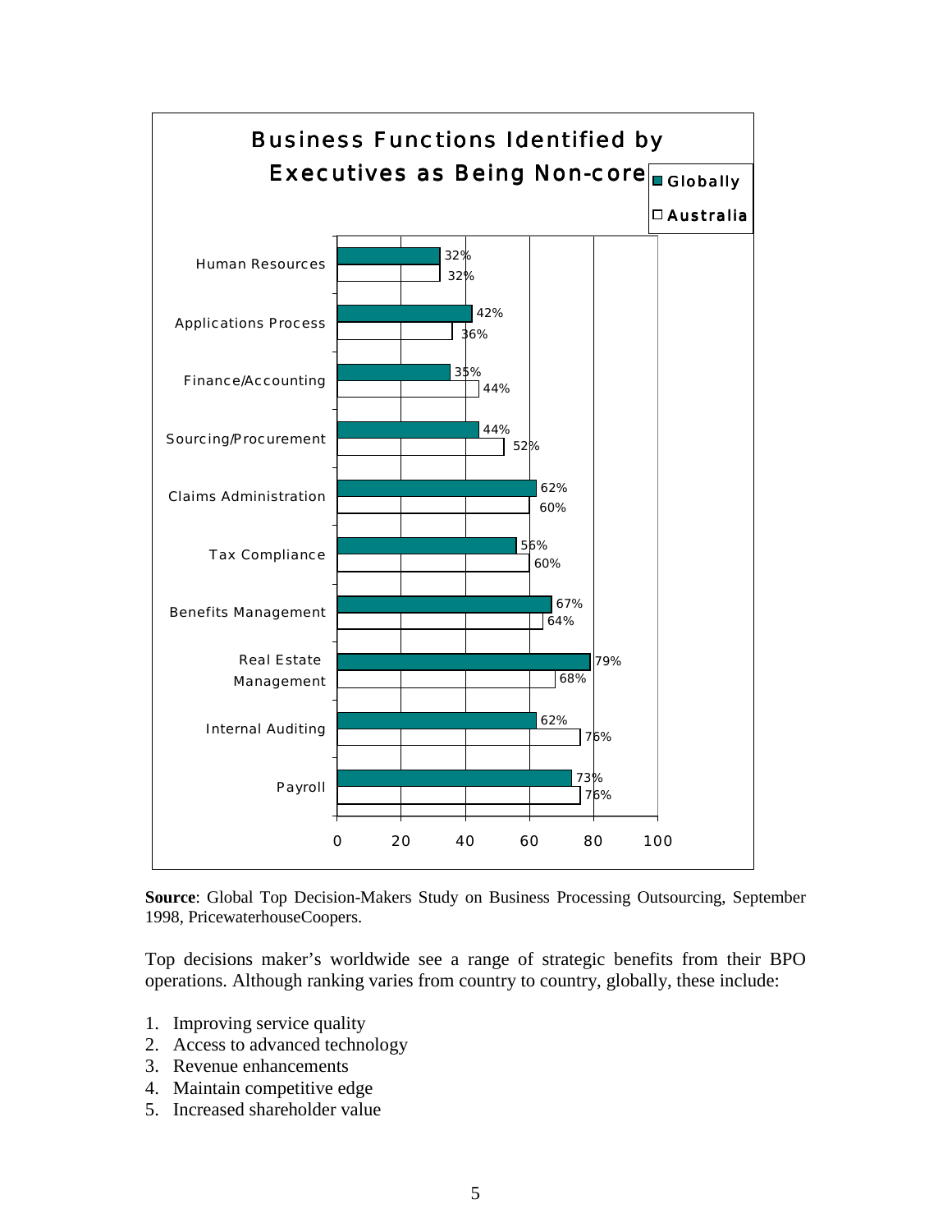**Business Functions Identified by Executives as Being Non-core**

| Business Function | Globally | Australia |
| --- | --- | --- |
| Human Resources | 32% | 32% |
| Applications Process | 42% | 36% |
| Finance/Accounting | 35% | 44% |
| Sourcing/Procurement | 44% | 52% |
| Claims Administration | 62% | 60% |
| Tax Compliance | 56% | 60% |
| Benefits Management | 67% | 64% |
| Real Estate Management | 79% | 68% |
| Internal Auditing | 62% | 76% |
| Payroll | 73% | 76% |

**Source**: Global Top Decision-Makers Study on Business Processing Outsourcing, September 1998, PricewaterhouseCoopers.

Top decisions maker's worldwide see a range of strategic benefits from their BPO operations. Although ranking varies from country to country, globally, these include:

1. Improving service quality
2. Access to advanced technology
3. Revenue enhancements
4. Maintain competitive edge
5. Increased shareholder value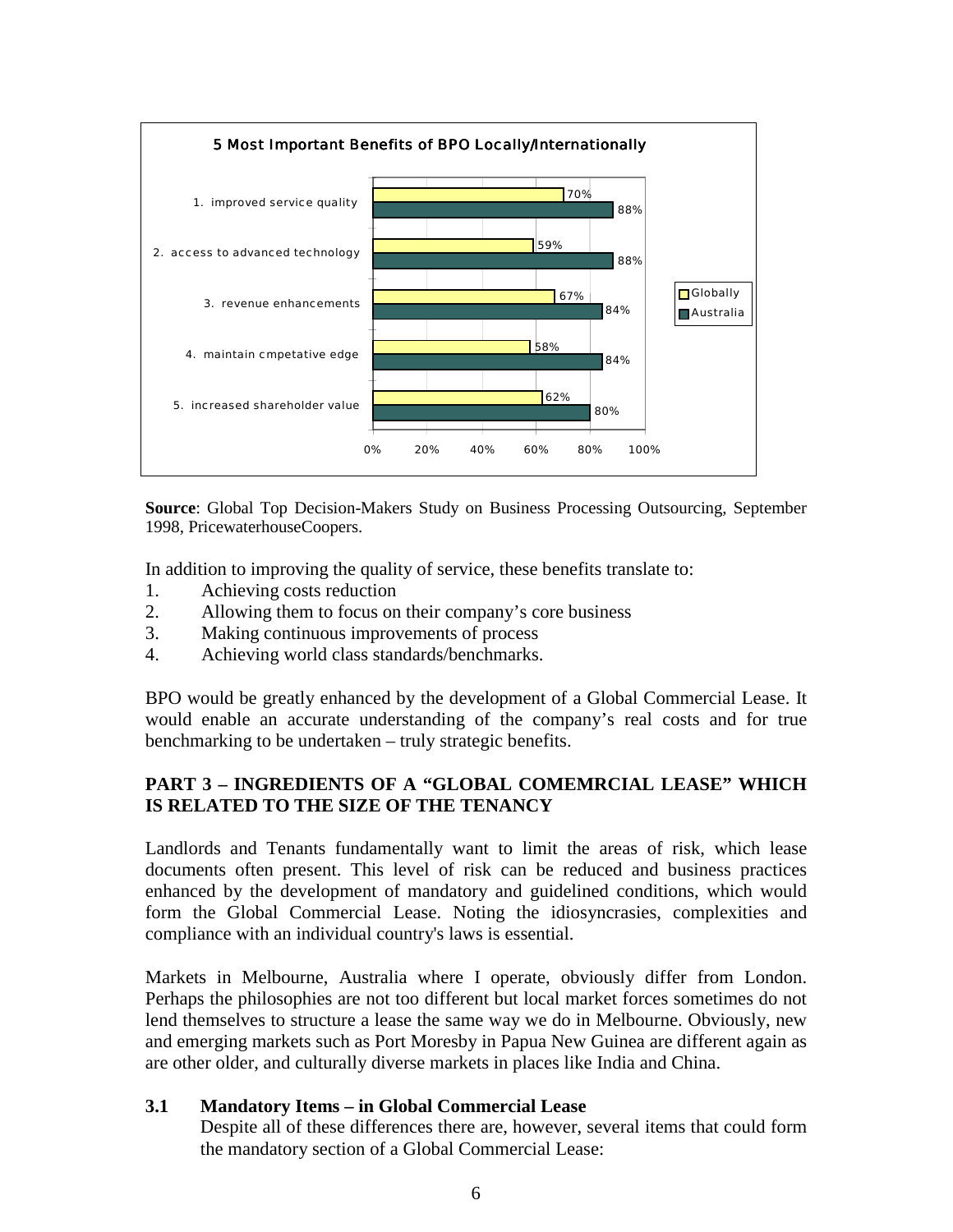**5 Most Important Benefits of BPO Locally/Internationally**

| | Globally | Australia |
|---|---|---|
| 1. improved service quality | 70% | 88% |
| 2. access to advanced technology | 59% | 88% |
| 3. revenue enhancements | 67% | 84% |
| 4. maintain cmpetative edge | 58% | 84% |
| 5. increased shareholder value | 62% | 80% |

**Source**: Global Top Decision-Makers Study on Business Processing Outsourcing, September 1998, PricewaterhouseCoopers.

In addition to improving the quality of service, these benefits translate to:

1. Achieving costs reduction
2. Allowing them to focus on their company's core business
3. Making continuous improvements of process
4. Achieving world class standards/benchmarks.

BPO would be greatly enhanced by the development of a Global Commercial Lease. It would enable an accurate understanding of the company's real costs and for true benchmarking to be undertaken – truly strategic benefits.

## PART 3 – INGREDIENTS OF A "GLOBAL COMEMRCIAL LEASE" WHICH IS RELATED TO THE SIZE OF THE TENANCY

Landlords and Tenants fundamentally want to limit the areas of risk, which lease documents often present. This level of risk can be reduced and business practices enhanced by the development of mandatory and guidelined conditions, which would form the Global Commercial Lease. Noting the idiosyncrasies, complexities and compliance with an individual country's laws is essential.

Markets in Melbourne, Australia where I operate, obviously differ from London. Perhaps the philosophies are not too different but local market forces sometimes do not lend themselves to structure a lease the same way we do in Melbourne. Obviously, new and emerging markets such as Port Moresby in Papua New Guinea are different again as are other older, and culturally diverse markets in places like India and China.

### 3.1 Mandatory Items – in Global Commercial Lease

Despite all of these differences there are, however, several items that could form the mandatory section of a Global Commercial Lease: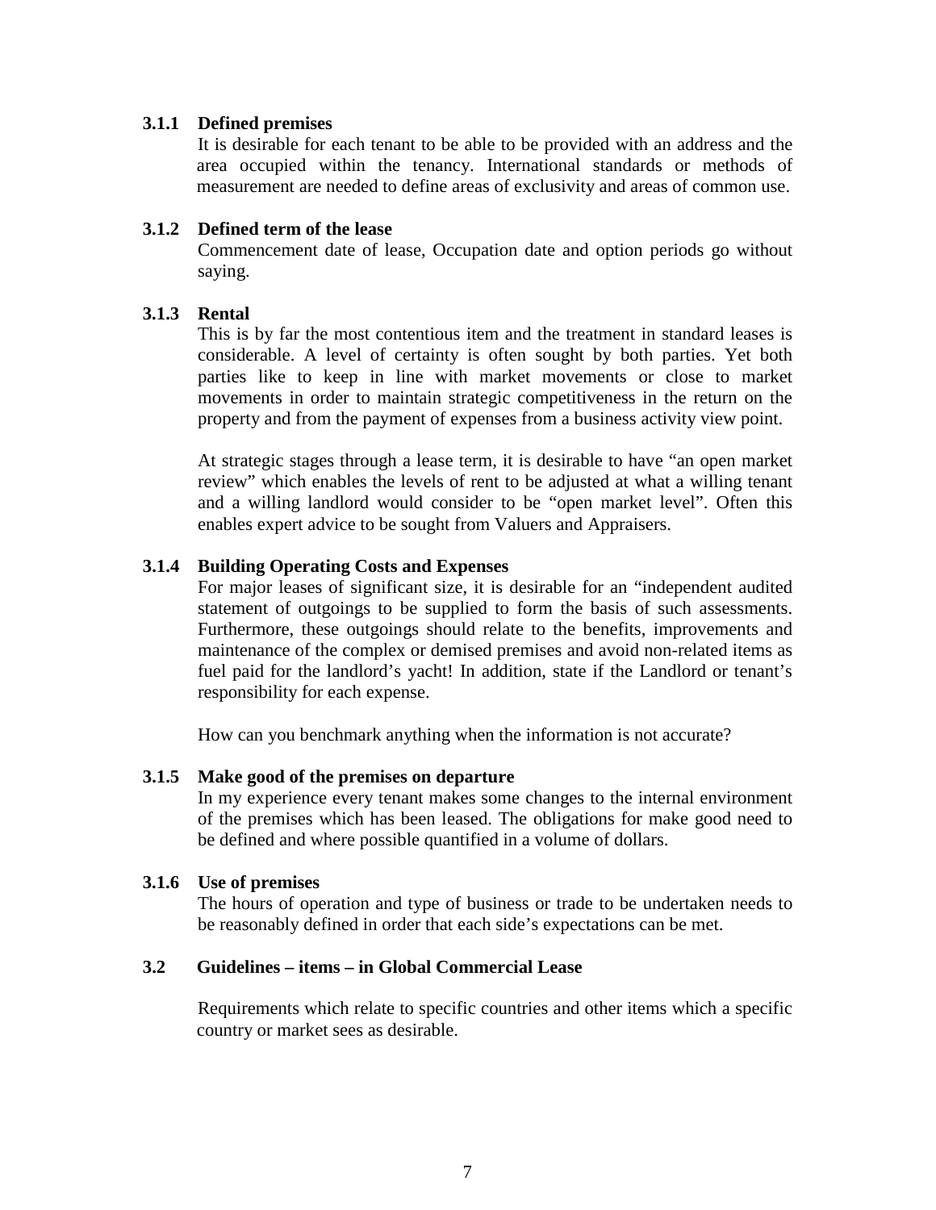### 3.1.1 Defined premises

It is desirable for each tenant to be able to be provided with an address and the area occupied within the tenancy. International standards or methods of measurement are needed to define areas of exclusivity and areas of common use.

### 3.1.2 Defined term of the lease

Commencement date of lease, Occupation date and option periods go without saying.

### 3.1.3 Rental

This is by far the most contentious item and the treatment in standard leases is considerable. A level of certainty is often sought by both parties. Yet both parties like to keep in line with market movements or close to market movements in order to maintain strategic competitiveness in the return on the property and from the payment of expenses from a business activity view point.

At strategic stages through a lease term, it is desirable to have "an open market review" which enables the levels of rent to be adjusted at what a willing tenant and a willing landlord would consider to be "open market level". Often this enables expert advice to be sought from Valuers and Appraisers.

### 3.1.4 Building Operating Costs and Expenses

For major leases of significant size, it is desirable for an "independent audited statement of outgoings to be supplied to form the basis of such assessments. Furthermore, these outgoings should relate to the benefits, improvements and maintenance of the complex or demised premises and avoid non-related items as fuel paid for the landlord's yacht! In addition, state if the Landlord or tenant's responsibility for each expense.

How can you benchmark anything when the information is not accurate?

### 3.1.5 Make good of the premises on departure

In my experience every tenant makes some changes to the internal environment of the premises which has been leased. The obligations for make good need to be defined and where possible quantified in a volume of dollars.

### 3.1.6 Use of premises

The hours of operation and type of business or trade to be undertaken needs to be reasonably defined in order that each side's expectations can be met.

## 3.2 Guidelines – items – in Global Commercial Lease

Requirements which relate to specific countries and other items which a specific country or market sees as desirable.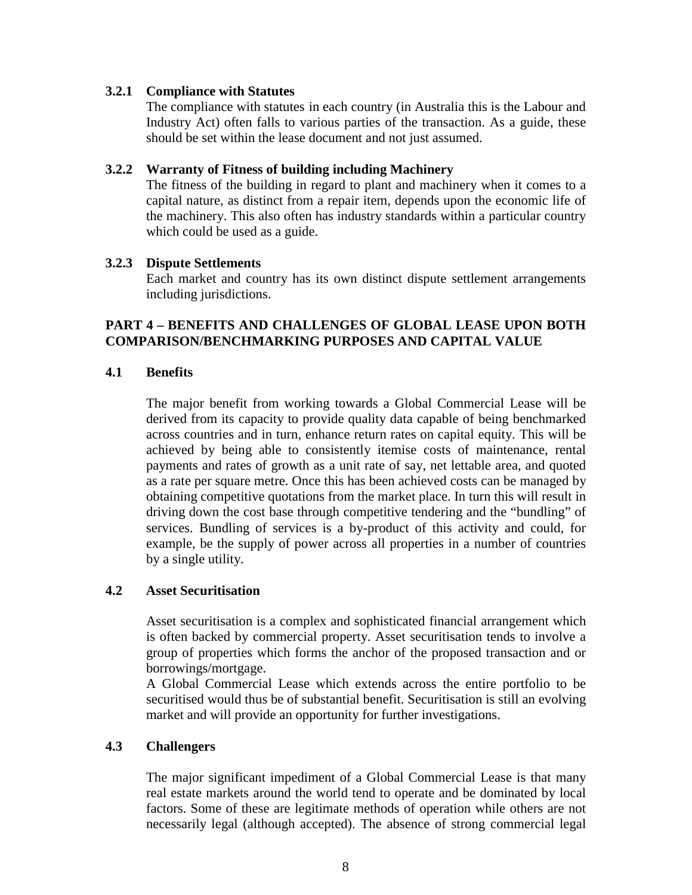#### 3.2.1 Compliance with Statutes

The compliance with statutes in each country (in Australia this is the Labour and Industry Act) often falls to various parties of the transaction. As a guide, these should be set within the lease document and not just assumed.

#### 3.2.2 Warranty of Fitness of building including Machinery

The fitness of the building in regard to plant and machinery when it comes to a capital nature, as distinct from a repair item, depends upon the economic life of the machinery. This also often has industry standards within a particular country which could be used as a guide.

#### 3.2.3 Dispute Settlements

Each market and country has its own distinct dispute settlement arrangements including jurisdictions.

## PART 4 – BENEFITS AND CHALLENGES OF GLOBAL LEASE UPON BOTH COMPARISON/BENCHMARKING PURPOSES AND CAPITAL VALUE

### 4.1 Benefits

The major benefit from working towards a Global Commercial Lease will be derived from its capacity to provide quality data capable of being benchmarked across countries and in turn, enhance return rates on capital equity. This will be achieved by being able to consistently itemise costs of maintenance, rental payments and rates of growth as a unit rate of say, net lettable area, and quoted as a rate per square metre. Once this has been achieved costs can be managed by obtaining competitive quotations from the market place. In turn this will result in driving down the cost base through competitive tendering and the "bundling" of services. Bundling of services is a by-product of this activity and could, for example, be the supply of power across all properties in a number of countries by a single utility.

### 4.2 Asset Securitisation

Asset securitisation is a complex and sophisticated financial arrangement which is often backed by commercial property. Asset securitisation tends to involve a group of properties which forms the anchor of the proposed transaction and or borrowings/mortgage.

A Global Commercial Lease which extends across the entire portfolio to be securitised would thus be of substantial benefit. Securitisation is still an evolving market and will provide an opportunity for further investigations.

### 4.3 Challengers

The major significant impediment of a Global Commercial Lease is that many real estate markets around the world tend to operate and be dominated by local factors. Some of these are legitimate methods of operation while others are not necessarily legal (although accepted). The absence of strong commercial legal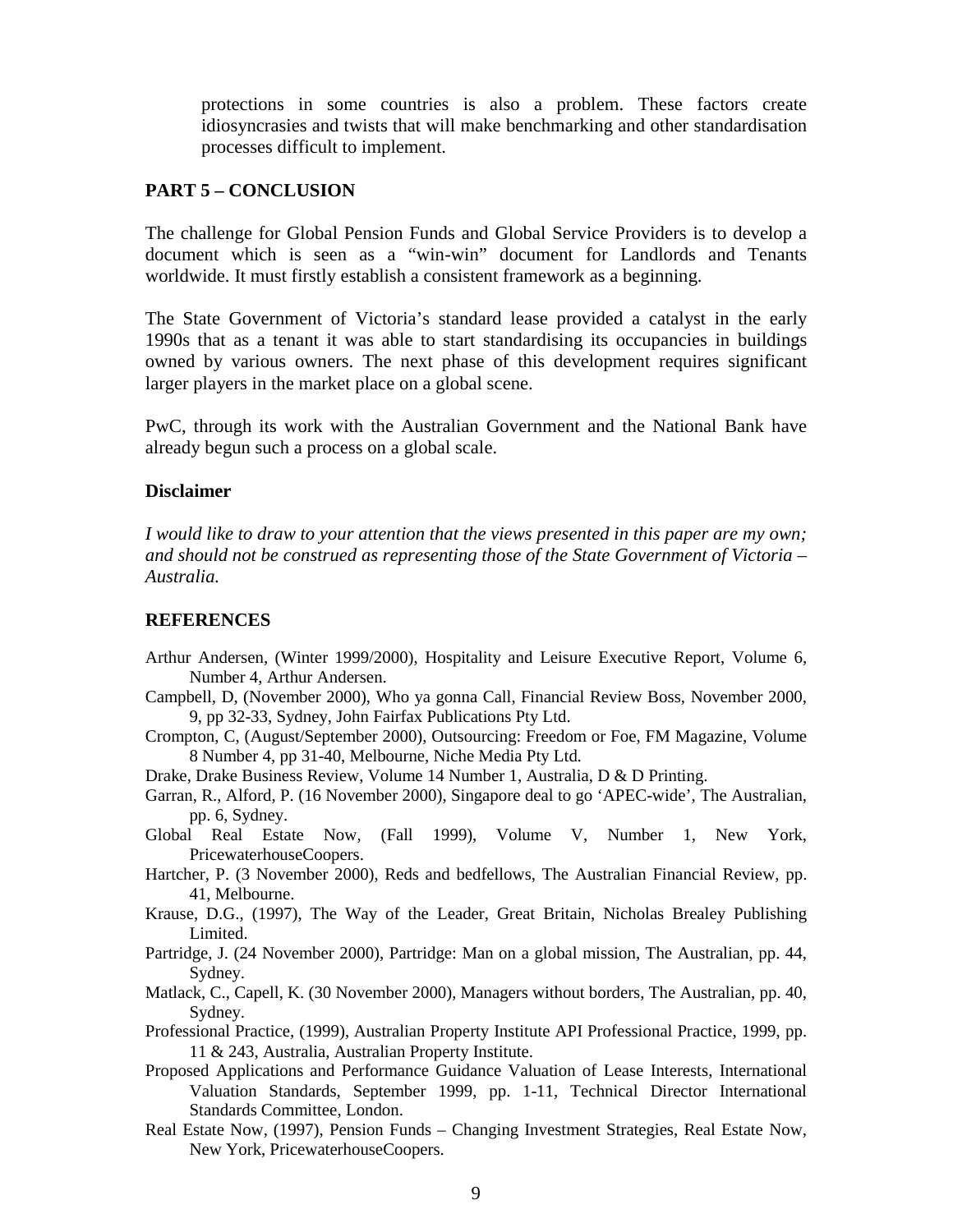protections in some countries is also a problem. These factors create idiosyncrasies and twists that will make benchmarking and other standardisation processes difficult to implement.

## PART 5 – CONCLUSION

The challenge for Global Pension Funds and Global Service Providers is to develop a document which is seen as a "win-win" document for Landlords and Tenants worldwide. It must firstly establish a consistent framework as a beginning.

The State Government of Victoria's standard lease provided a catalyst in the early 1990s that as a tenant it was able to start standardising its occupancies in buildings owned by various owners. The next phase of this development requires significant larger players in the market place on a global scene.

PwC, through its work with the Australian Government and the National Bank have already begun such a process on a global scale.

### Disclaimer

*I would like to draw to your attention that the views presented in this paper are my own; and should not be construed as representing those of the State Government of Victoria – Australia.*

## REFERENCES

Arthur Andersen, (Winter 1999/2000), Hospitality and Leisure Executive Report, Volume 6, Number 4, Arthur Andersen.

Campbell, D, (November 2000), Who ya gonna Call, Financial Review Boss, November 2000, 9, pp 32-33, Sydney, John Fairfax Publications Pty Ltd.

Crompton, C, (August/September 2000), Outsourcing: Freedom or Foe, FM Magazine, Volume 8 Number 4, pp 31-40, Melbourne, Niche Media Pty Ltd.

Drake, Drake Business Review, Volume 14 Number 1, Australia, D & D Printing.

Garran, R., Alford, P. (16 November 2000), Singapore deal to go 'APEC-wide', The Australian, pp. 6, Sydney.

Global Real Estate Now, (Fall 1999), Volume V, Number 1, New York, PricewaterhouseCoopers.

Hartcher, P. (3 November 2000), Reds and bedfellows, The Australian Financial Review, pp. 41, Melbourne.

Krause, D.G., (1997), The Way of the Leader, Great Britain, Nicholas Brealey Publishing Limited.

Partridge, J. (24 November 2000), Partridge: Man on a global mission, The Australian, pp. 44, Sydney.

Matlack, C., Capell, K. (30 November 2000), Managers without borders, The Australian, pp. 40, Sydney.

Professional Practice, (1999), Australian Property Institute API Professional Practice, 1999, pp. 11 & 243, Australia, Australian Property Institute.

Proposed Applications and Performance Guidance Valuation of Lease Interests, International Valuation Standards, September 1999, pp. 1-11, Technical Director International Standards Committee, London.

Real Estate Now, (1997), Pension Funds – Changing Investment Strategies, Real Estate Now, New York, PricewaterhouseCoopers.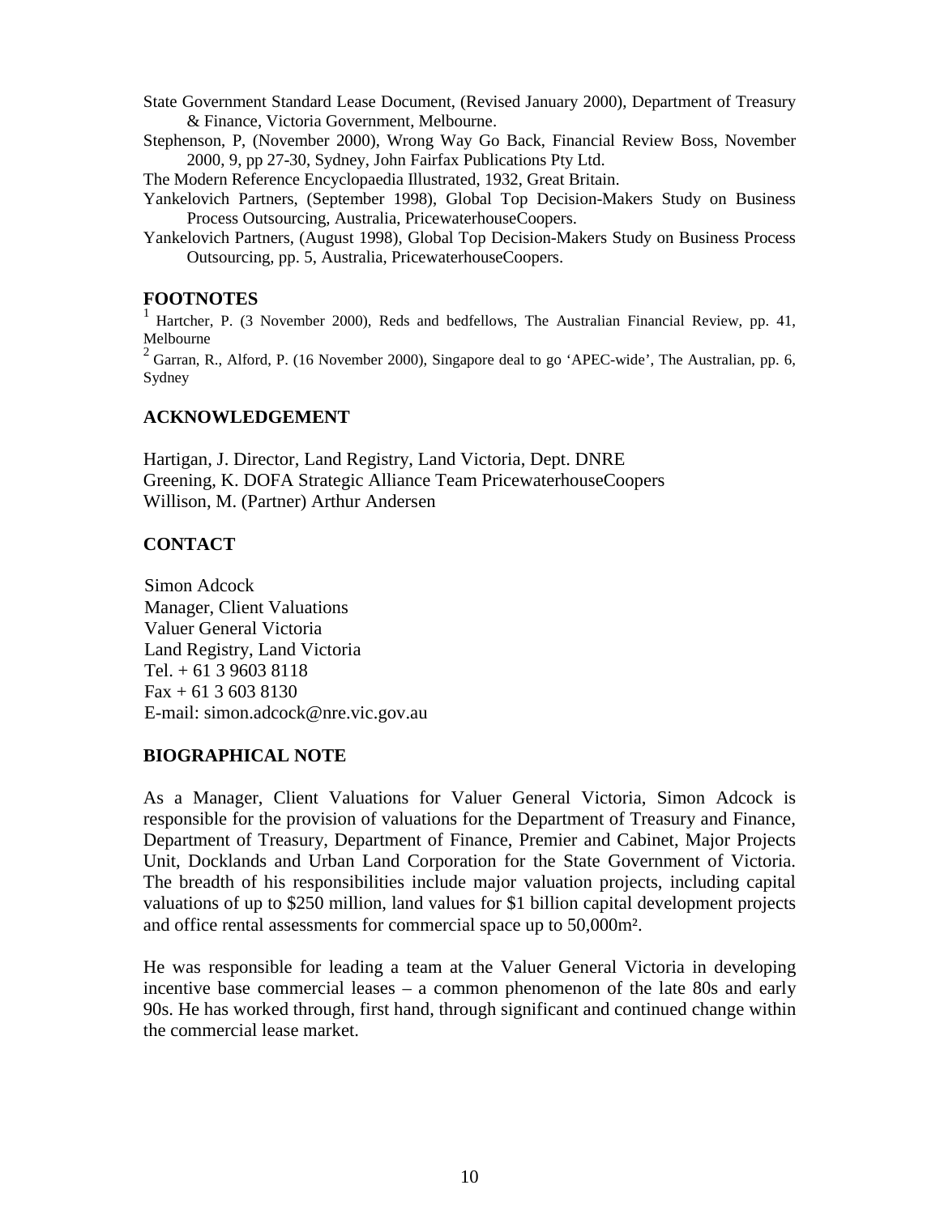State Government Standard Lease Document, (Revised January 2000), Department of Treasury & Finance, Victoria Government, Melbourne.

Stephenson, P, (November 2000), Wrong Way Go Back, Financial Review Boss, November 2000, 9, pp 27-30, Sydney, John Fairfax Publications Pty Ltd.

The Modern Reference Encyclopaedia Illustrated, 1932, Great Britain.

Yankelovich Partners, (September 1998), Global Top Decision-Makers Study on Business Process Outsourcing, Australia, PricewaterhouseCoopers.

Yankelovich Partners, (August 1998), Global Top Decision-Makers Study on Business Process Outsourcing, pp. 5, Australia, PricewaterhouseCoopers.

## FOOTNOTES

[1] Hartcher, P. (3 November 2000), Reds and bedfellows, The Australian Financial Review, pp. 41, Melbourne

[2] Garran, R., Alford, P. (16 November 2000), Singapore deal to go 'APEC-wide', The Australian, pp. 6, Sydney

## ACKNOWLEDGEMENT

Hartigan, J. Director, Land Registry, Land Victoria, Dept. DNRE
Greening, K. DOFA Strategic Alliance Team PricewaterhouseCoopers
Willison, M. (Partner) Arthur Andersen

## CONTACT

Simon Adcock
Manager, Client Valuations
Valuer General Victoria
Land Registry, Land Victoria
Tel. + 61 3 9603 8118
Fax + 61 3 603 8130
E-mail: simon.adcock@nre.vic.gov.au

## BIOGRAPHICAL NOTE

As a Manager, Client Valuations for Valuer General Victoria, Simon Adcock is responsible for the provision of valuations for the Department of Treasury and Finance, Department of Treasury, Department of Finance, Premier and Cabinet, Major Projects Unit, Docklands and Urban Land Corporation for the State Government of Victoria. The breadth of his responsibilities include major valuation projects, including capital valuations of up to $250 million, land values for $1 billion capital development projects and office rental assessments for commercial space up to 50,000m².

He was responsible for leading a team at the Valuer General Victoria in developing incentive base commercial leases – a common phenomenon of the late 80s and early 90s. He has worked through, first hand, through significant and continued change within the commercial lease market.